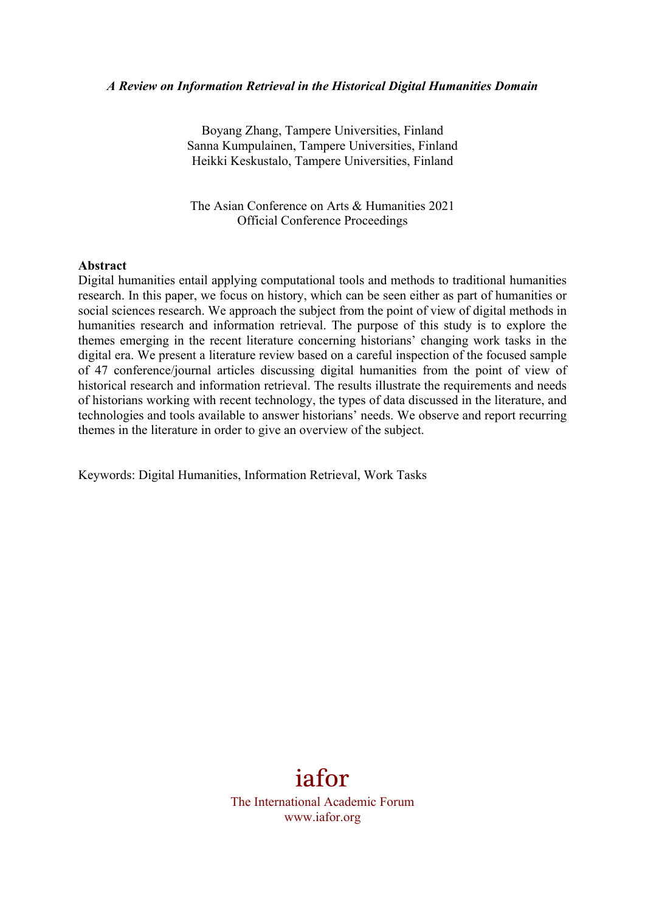***A Review on Information Retrieval in the Historical Digital Humanities Domain***

Boyang Zhang, Tampere Universities, Finland
Sanna Kumpulainen, Tampere Universities, Finland
Heikki Keskustalo, Tampere Universities, Finland

The Asian Conference on Arts & Humanities 2021
Official Conference Proceedings

**Abstract**

Digital humanities entail applying computational tools and methods to traditional humanities research. In this paper, we focus on history, which can be seen either as part of humanities or social sciences research. We approach the subject from the point of view of digital methods in humanities research and information retrieval. The purpose of this study is to explore the themes emerging in the recent literature concerning historians' changing work tasks in the digital era. We present a literature review based on a careful inspection of the focused sample of 47 conference/journal articles discussing digital humanities from the point of view of historical research and information retrieval. The results illustrate the requirements and needs of historians working with recent technology, the types of data discussed in the literature, and technologies and tools available to answer historians' needs. We observe and report recurring themes in the literature in order to give an overview of the subject.

Keywords: Digital Humanities, Information Retrieval, Work Tasks

iafor
The International Academic Forum
www.iafor.org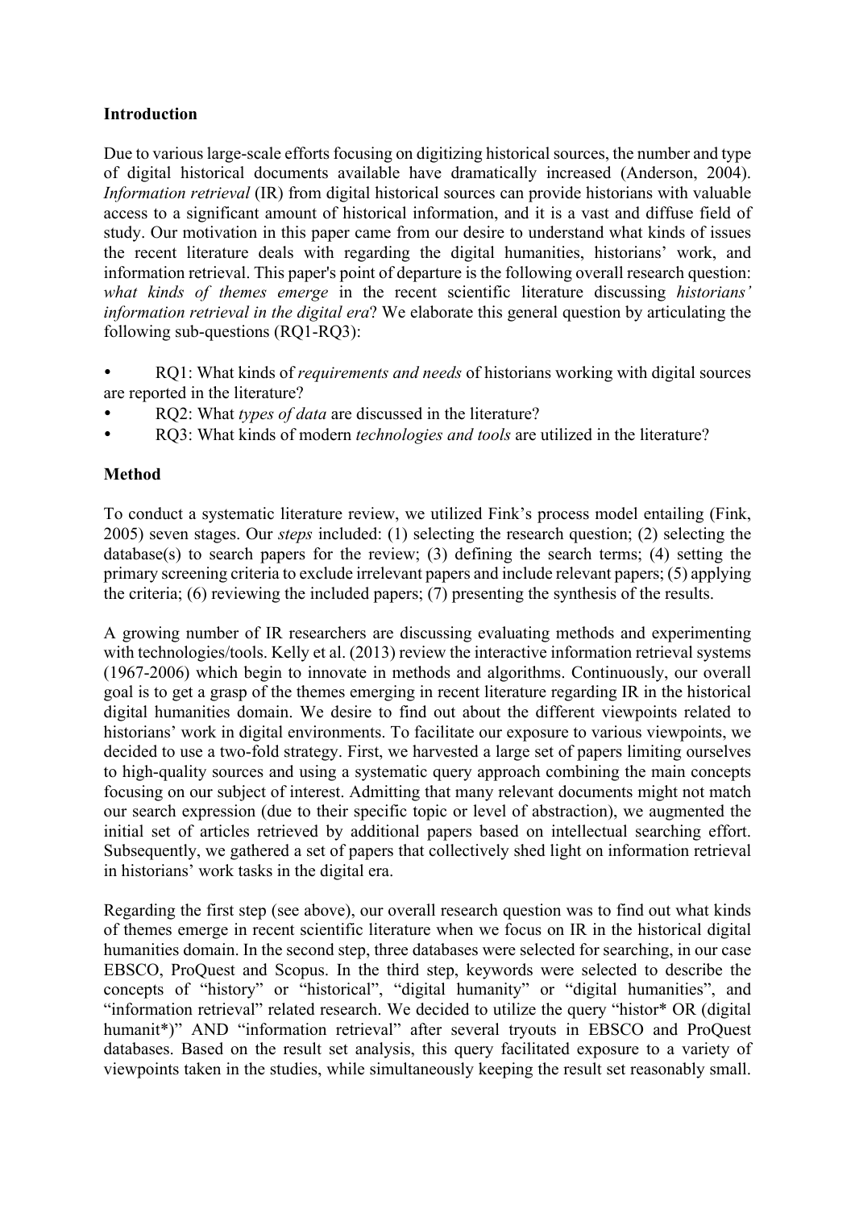**Introduction**

Due to various large-scale efforts focusing on digitizing historical sources, the number and type of digital historical documents available have dramatically increased (Anderson, 2004). *Information retrieval* (IR) from digital historical sources can provide historians with valuable access to a significant amount of historical information, and it is a vast and diffuse field of study. Our motivation in this paper came from our desire to understand what kinds of issues the recent literature deals with regarding the digital humanities, historians' work, and information retrieval. This paper's point of departure is the following overall research question: *what kinds of themes emerge* in the recent scientific literature discussing *historians' information retrieval in the digital era*? We elaborate this general question by articulating the following sub-questions (RQ1-RQ3):

- RQ1: What kinds of *requirements and needs* of historians working with digital sources are reported in the literature?
- RQ2: What *types of data* are discussed in the literature?
- RQ3: What kinds of modern *technologies and tools* are utilized in the literature?

**Method**

To conduct a systematic literature review, we utilized Fink's process model entailing (Fink, 2005) seven stages. Our *steps* included: (1) selecting the research question; (2) selecting the database(s) to search papers for the review; (3) defining the search terms; (4) setting the primary screening criteria to exclude irrelevant papers and include relevant papers; (5) applying the criteria; (6) reviewing the included papers; (7) presenting the synthesis of the results.

A growing number of IR researchers are discussing evaluating methods and experimenting with technologies/tools. Kelly et al. (2013) review the interactive information retrieval systems (1967-2006) which begin to innovate in methods and algorithms. Continuously, our overall goal is to get a grasp of the themes emerging in recent literature regarding IR in the historical digital humanities domain. We desire to find out about the different viewpoints related to historians' work in digital environments. To facilitate our exposure to various viewpoints, we decided to use a two-fold strategy. First, we harvested a large set of papers limiting ourselves to high-quality sources and using a systematic query approach combining the main concepts focusing on our subject of interest. Admitting that many relevant documents might not match our search expression (due to their specific topic or level of abstraction), we augmented the initial set of articles retrieved by additional papers based on intellectual searching effort. Subsequently, we gathered a set of papers that collectively shed light on information retrieval in historians' work tasks in the digital era.

Regarding the first step (see above), our overall research question was to find out what kinds of themes emerge in recent scientific literature when we focus on IR in the historical digital humanities domain. In the second step, three databases were selected for searching, in our case EBSCO, ProQuest and Scopus. In the third step, keywords were selected to describe the concepts of "history" or "historical", "digital humanity" or "digital humanities", and "information retrieval" related research. We decided to utilize the query "histor* OR (digital humanit*)" AND "information retrieval" after several tryouts in EBSCO and ProQuest databases. Based on the result set analysis, this query facilitated exposure to a variety of viewpoints taken in the studies, while simultaneously keeping the result set reasonably small.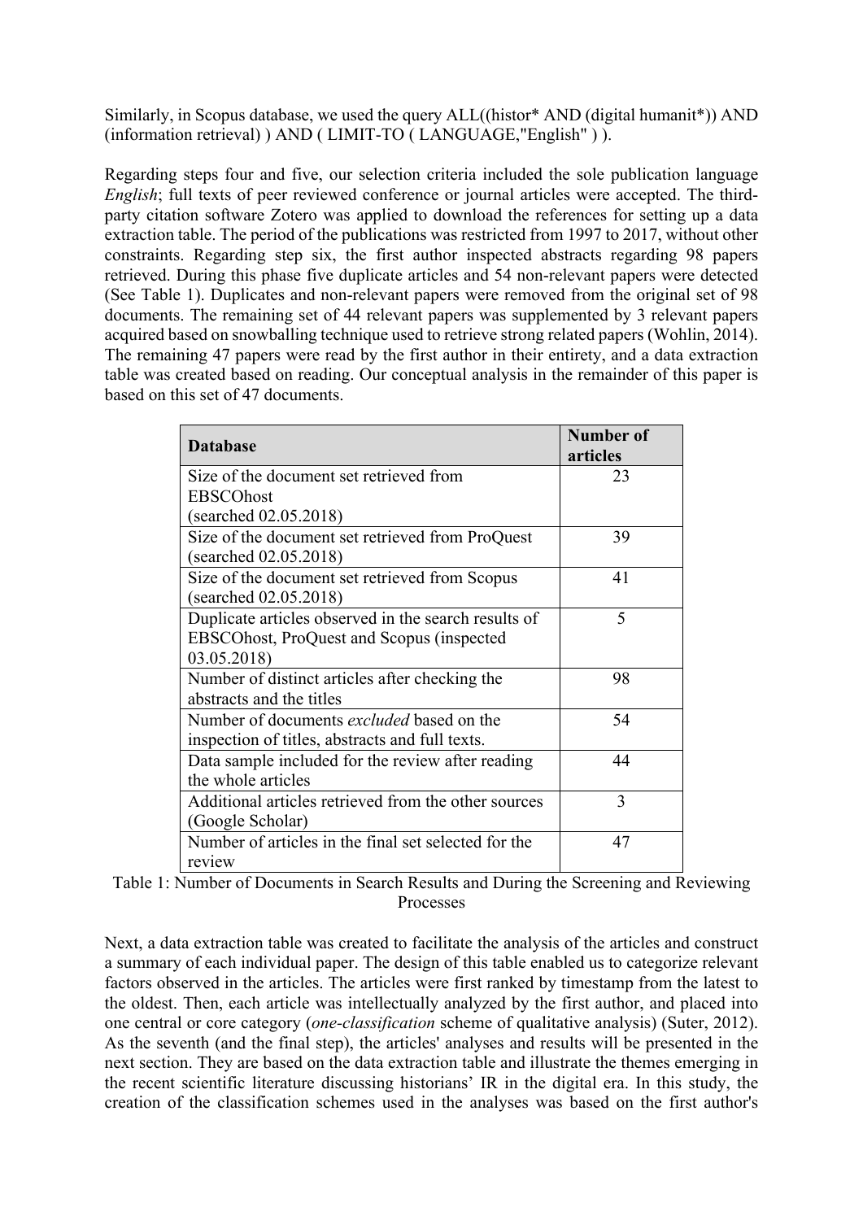Similarly, in Scopus database, we used the query ALL((histor* AND (digital humanit*)) AND (information retrieval) ) AND ( LIMIT-TO ( LANGUAGE,"English" ) ).

Regarding steps four and five, our selection criteria included the sole publication language *English*; full texts of peer reviewed conference or journal articles were accepted. The third-party citation software Zotero was applied to download the references for setting up a data extraction table. The period of the publications was restricted from 1997 to 2017, without other constraints. Regarding step six, the first author inspected abstracts regarding 98 papers retrieved. During this phase five duplicate articles and 54 non-relevant papers were detected (See Table 1). Duplicates and non-relevant papers were removed from the original set of 98 documents. The remaining set of 44 relevant papers was supplemented by 3 relevant papers acquired based on snowballing technique used to retrieve strong related papers (Wohlin, 2014). The remaining 47 papers were read by the first author in their entirety, and a data extraction table was created based on reading. Our conceptual analysis in the remainder of this paper is based on this set of 47 documents.

| Database | Number of articles |
|---|---|
| Size of the document set retrieved from EBSCOhost (searched 02.05.2018) | 23 |
| Size of the document set retrieved from ProQuest (searched 02.05.2018) | 39 |
| Size of the document set retrieved from Scopus (searched 02.05.2018) | 41 |
| Duplicate articles observed in the search results of EBSCOhost, ProQuest and Scopus (inspected 03.05.2018) | 5 |
| Number of distinct articles after checking the abstracts and the titles | 98 |
| Number of documents *excluded* based on the inspection of titles, abstracts and full texts. | 54 |
| Data sample included for the review after reading the whole articles | 44 |
| Additional articles retrieved from the other sources (Google Scholar) | 3 |
| Number of articles in the final set selected for the review | 47 |

Table 1: Number of Documents in Search Results and During the Screening and Reviewing Processes

Next, a data extraction table was created to facilitate the analysis of the articles and construct a summary of each individual paper. The design of this table enabled us to categorize relevant factors observed in the articles. The articles were first ranked by timestamp from the latest to the oldest. Then, each article was intellectually analyzed by the first author, and placed into one central or core category (*one-classification* scheme of qualitative analysis) (Suter, 2012). As the seventh (and the final step), the articles' analyses and results will be presented in the next section. They are based on the data extraction table and illustrate the themes emerging in the recent scientific literature discussing historians' IR in the digital era. In this study, the creation of the classification schemes used in the analyses was based on the first author's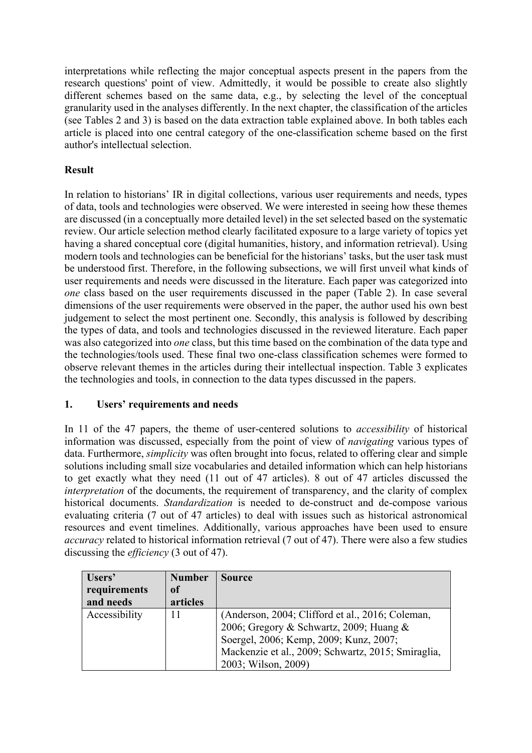interpretations while reflecting the major conceptual aspects present in the papers from the research questions' point of view. Admittedly, it would be possible to create also slightly different schemes based on the same data, e.g., by selecting the level of the conceptual granularity used in the analyses differently. In the next chapter, the classification of the articles (see Tables 2 and 3) is based on the data extraction table explained above. In both tables each article is placed into one central category of the one-classification scheme based on the first author's intellectual selection.

**Result**

In relation to historians' IR in digital collections, various user requirements and needs, types of data, tools and technologies were observed. We were interested in seeing how these themes are discussed (in a conceptually more detailed level) in the set selected based on the systematic review. Our article selection method clearly facilitated exposure to a large variety of topics yet having a shared conceptual core (digital humanities, history, and information retrieval). Using modern tools and technologies can be beneficial for the historians' tasks, but the user task must be understood first. Therefore, in the following subsections, we will first unveil what kinds of user requirements and needs were discussed in the literature. Each paper was categorized into *one* class based on the user requirements discussed in the paper (Table 2). In case several dimensions of the user requirements were observed in the paper, the author used his own best judgement to select the most pertinent one. Secondly, this analysis is followed by describing the types of data, and tools and technologies discussed in the reviewed literature. Each paper was also categorized into *one* class, but this time based on the combination of the data type and the technologies/tools used. These final two one-class classification schemes were formed to observe relevant themes in the articles during their intellectual inspection. Table 3 explicates the technologies and tools, in connection to the data types discussed in the papers.

**1. Users' requirements and needs**

In 11 of the 47 papers, the theme of user-centered solutions to *accessibility* of historical information was discussed, especially from the point of view of *navigating* various types of data. Furthermore, *simplicity* was often brought into focus, related to offering clear and simple solutions including small size vocabularies and detailed information which can help historians to get exactly what they need (11 out of 47 articles). 8 out of 47 articles discussed the *interpretation* of the documents, the requirement of transparency, and the clarity of complex historical documents. *Standardization* is needed to de-construct and de-compose various evaluating criteria (7 out of 47 articles) to deal with issues such as historical astronomical resources and event timelines. Additionally, various approaches have been used to ensure *accuracy* related to historical information retrieval (7 out of 47). There were also a few studies discussing the *efficiency* (3 out of 47).

| Users' requirements and needs | Number of articles | Source |
|---|---|---|
| Accessibility | 11 | (Anderson, 2004; Clifford et al., 2016; Coleman, 2006; Gregory & Schwartz, 2009; Huang & Soergel, 2006; Kemp, 2009; Kunz, 2007; Mackenzie et al., 2009; Schwartz, 2015; Smiraglia, 2003; Wilson, 2009) |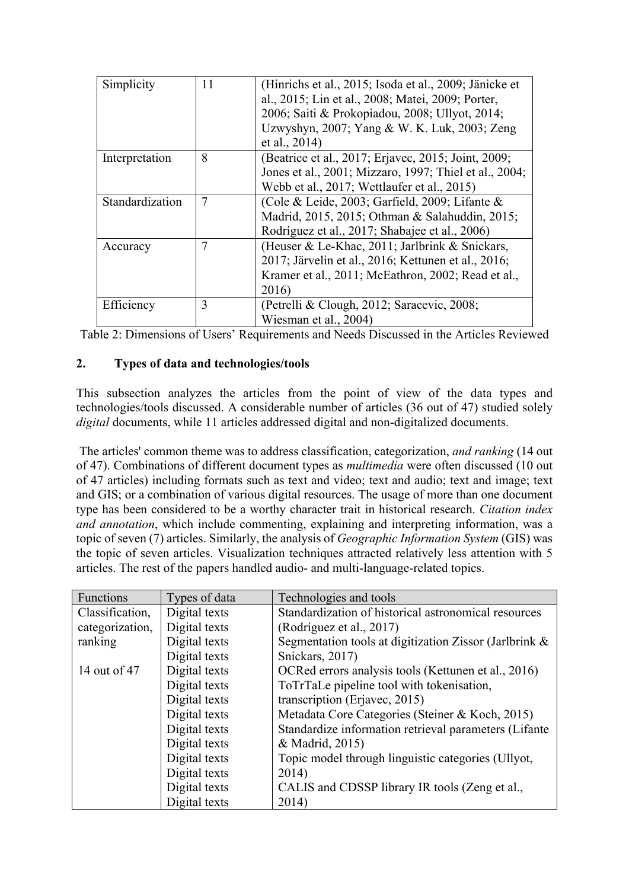| Simplicity | 11 | (Hinrichs et al., 2015; Isoda et al., 2009; Jänicke et al., 2015; Lin et al., 2008; Matei, 2009; Porter, 2006; Saiti & Prokopiadou, 2008; Ullyot, 2014; Uzwyshyn, 2007; Yang & W. K. Luk, 2003; Zeng et al., 2014) |
|---|---|---|
| Interpretation | 8 | (Beatrice et al., 2017; Erjavec, 2015; Joint, 2009; Jones et al., 2001; Mizzaro, 1997; Thiel et al., 2004; Webb et al., 2017; Wettlaufer et al., 2015) |
| Standardization | 7 | (Cole & Leide, 2003; Garfield, 2009; Lifante & Madrid, 2015, 2015; Othman & Salahuddin, 2015; Rodríguez et al., 2017; Shabajee et al., 2006) |
| Accuracy | 7 | (Heuser & Le-Khac, 2011; Jarlbrink & Snickars, 2017; Järvelin et al., 2016; Kettunen et al., 2016; Kramer et al., 2011; McEathron, 2002; Read et al., 2016) |
| Efficiency | 3 | (Petrelli & Clough, 2012; Saracevic, 2008; Wiesman et al., 2004) |

Table 2: Dimensions of Users' Requirements and Needs Discussed in the Articles Reviewed

## 2. Types of data and technologies/tools

This subsection analyzes the articles from the point of view of the data types and technologies/tools discussed. A considerable number of articles (36 out of 47) studied solely *digital* documents, while 11 articles addressed digital and non-digitalized documents.

The articles' common theme was to address classification, categorization, *and ranking* (14 out of 47). Combinations of different document types as *multimedia* were often discussed (10 out of 47 articles) including formats such as text and video; text and audio; text and image; text and GIS; or a combination of various digital resources. The usage of more than one document type has been considered to be a worthy character trait in historical research. *Citation index and annotation*, which include commenting, explaining and interpreting information, was a topic of seven (7) articles. Similarly, the analysis of *Geographic Information System* (GIS) was the topic of seven articles. Visualization techniques attracted relatively less attention with 5 articles. The rest of the papers handled audio- and multi-language-related topics.

| Functions | Types of data | Technologies and tools |
|---|---|---|
| Classification, categorization, ranking<br><br>14 out of 47 | Digital texts | Standardization of historical astronomical resources (Rodríguez et al., 2017) |
| | Digital texts | Segmentation tools at digitization Zissor (Jarlbrink & Snickars, 2017) |
| | Digital texts | OCRed errors analysis tools (Kettunen et al., 2016) |
| | Digital texts | ToTrTaLe pipeline tool with tokenisation, transcription (Erjavec, 2015) |
| | Digital texts | Metadata Core Categories (Steiner & Koch, 2015) |
| | Digital texts | Standardize information retrieval parameters (Lifante & Madrid, 2015) |
| | Digital texts | Topic model through linguistic categories (Ullyot, 2014) |
| | Digital texts | CALIS and CDSSP library IR tools (Zeng et al., 2014) |
| | Digital texts | |
| | Digital texts | |
| | Digital texts | |
| | Digital texts | |
| | Digital texts | |
| | Digital texts | |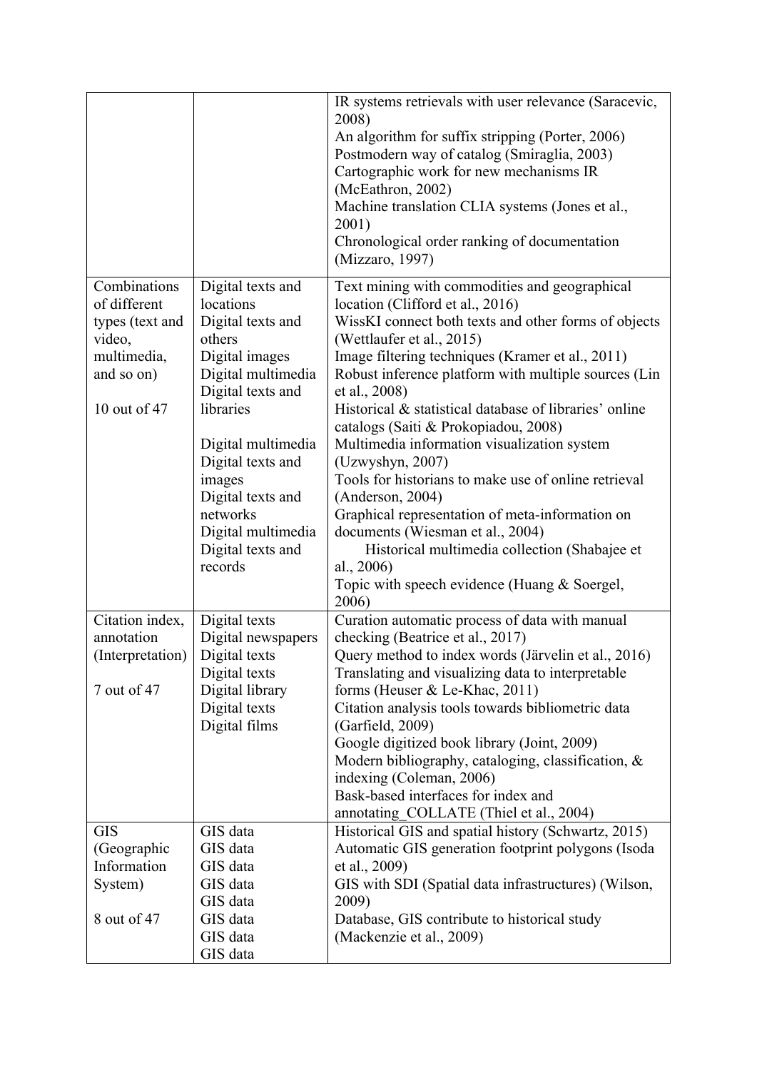| | | |
|---|---|---|
| | | IR systems retrievals with user relevance (Saracevic, 2008)<br>An algorithm for suffix stripping (Porter, 2006)<br>Postmodern way of catalog (Smiraglia, 2003)<br>Cartographic work for new mechanisms IR (McEathron, 2002)<br>Machine translation CLIA systems (Jones et al., 2001)<br>Chronological order ranking of documentation (Mizzaro, 1997) |
| Combinations of different types (text and video, multimedia, and so on)<br><br>10 out of 47 | Digital texts and locations<br>Digital texts and others<br>Digital images<br>Digital multimedia<br>Digital texts and libraries<br><br>Digital multimedia<br>Digital texts and images<br>Digital texts and networks<br>Digital multimedia<br>Digital texts and records | Text mining with commodities and geographical location (Clifford et al., 2016)<br>WissKI connect both texts and other forms of objects (Wettlaufer et al., 2015)<br>Image filtering techniques (Kramer et al., 2011)<br>Robust inference platform with multiple sources (Lin et al., 2008)<br>Historical & statistical database of libraries' online catalogs (Saiti & Prokopiadou, 2008)<br>Multimedia information visualization system (Uzwyshyn, 2007)<br>Tools for historians to make use of online retrieval (Anderson, 2004)<br>Graphical representation of meta-information on documents (Wiesman et al., 2004)<br>Historical multimedia collection (Shabajee et al., 2006)<br>Topic with speech evidence (Huang & Soergel, 2006) |
| Citation index, annotation (Interpretation)<br><br>7 out of 47 | Digital texts<br>Digital newspapers<br>Digital texts<br>Digital texts<br>Digital library<br>Digital texts<br>Digital films | Curation automatic process of data with manual checking (Beatrice et al., 2017)<br>Query method to index words (Järvelin et al., 2016)<br>Translating and visualizing data to interpretable forms (Heuser & Le-Khac, 2011)<br>Citation analysis tools towards bibliometric data (Garfield, 2009)<br>Google digitized book library (Joint, 2009)<br>Modern bibliography, cataloging, classification, & indexing (Coleman, 2006)<br>Bask-based interfaces for index and annotating_COLLATE (Thiel et al., 2004) |
| GIS (Geographic Information System)<br><br>8 out of 47 | GIS data<br>GIS data<br>GIS data<br>GIS data<br>GIS data<br>GIS data<br>GIS data<br>GIS data | Historical GIS and spatial history (Schwartz, 2015)<br>Automatic GIS generation footprint polygons (Isoda et al., 2009)<br>GIS with SDI (Spatial data infrastructures) (Wilson, 2009)<br>Database, GIS contribute to historical study (Mackenzie et al., 2009) |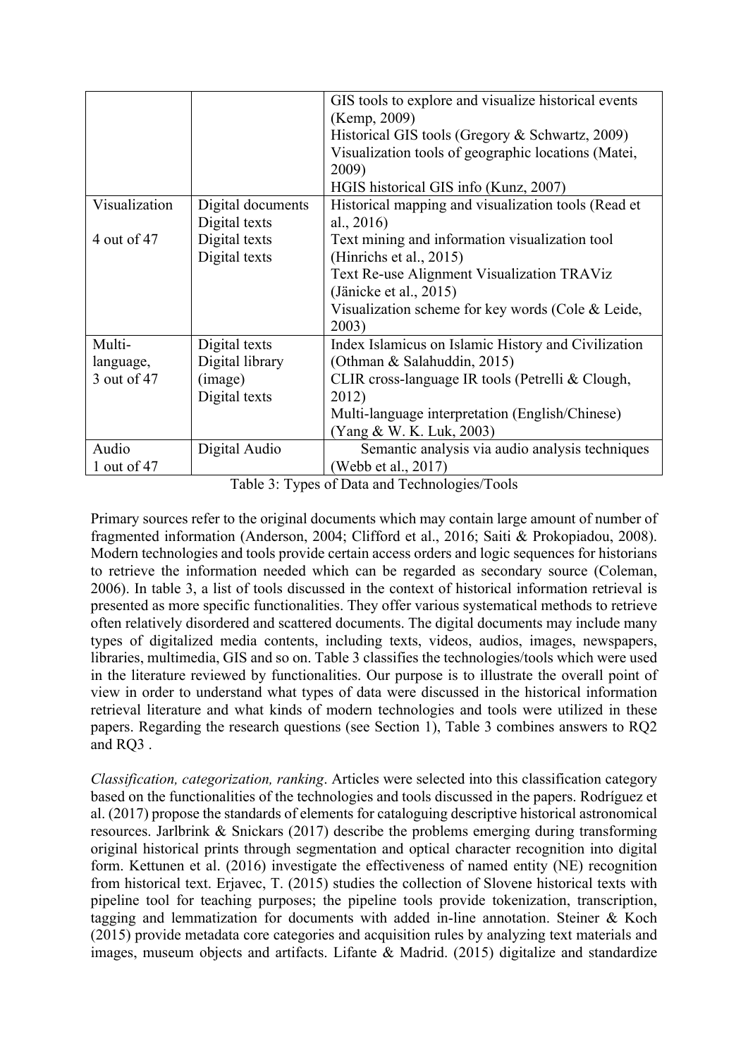| | | |
|---|---|---|
| | | GIS tools to explore and visualize historical events (Kemp, 2009)<br>Historical GIS tools (Gregory & Schwartz, 2009)<br>Visualization tools of geographic locations (Matei, 2009)<br>HGIS historical GIS info (Kunz, 2007) |
| Visualization<br><br>4 out of 47 | Digital documents<br>Digital texts<br>Digital texts<br>Digital texts | Historical mapping and visualization tools (Read et al., 2016)<br>Text mining and information visualization tool (Hinrichs et al., 2015)<br>Text Re-use Alignment Visualization TRAViz (Jänicke et al., 2015)<br>Visualization scheme for key words (Cole & Leide, 2003) |
| Multi-language,<br>3 out of 47 | Digital texts<br>Digital library (image)<br>Digital texts | Index Islamicus on Islamic History and Civilization (Othman & Salahuddin, 2015)<br>CLIR cross-language IR tools (Petrelli & Clough, 2012)<br>Multi-language interpretation (English/Chinese) (Yang & W. K. Luk, 2003) |
| Audio<br>1 out of 47 | Digital Audio | Semantic analysis via audio analysis techniques (Webb et al., 2017) |

Table 3: Types of Data and Technologies/Tools

Primary sources refer to the original documents which may contain large amount of number of fragmented information (Anderson, 2004; Clifford et al., 2016; Saiti & Prokopiadou, 2008). Modern technologies and tools provide certain access orders and logic sequences for historians to retrieve the information needed which can be regarded as secondary source (Coleman, 2006). In table 3, a list of tools discussed in the context of historical information retrieval is presented as more specific functionalities. They offer various systematical methods to retrieve often relatively disordered and scattered documents. The digital documents may include many types of digitalized media contents, including texts, videos, audios, images, newspapers, libraries, multimedia, GIS and so on. Table 3 classifies the technologies/tools which were used in the literature reviewed by functionalities. Our purpose is to illustrate the overall point of view in order to understand what types of data were discussed in the historical information retrieval literature and what kinds of modern technologies and tools were utilized in these papers. Regarding the research questions (see Section 1), Table 3 combines answers to RQ2 and RQ3 .

*Classification, categorization, ranking*. Articles were selected into this classification category based on the functionalities of the technologies and tools discussed in the papers. Rodríguez et al. (2017) propose the standards of elements for cataloguing descriptive historical astronomical resources. Jarlbrink & Snickars (2017) describe the problems emerging during transforming original historical prints through segmentation and optical character recognition into digital form. Kettunen et al. (2016) investigate the effectiveness of named entity (NE) recognition from historical text. Erjavec, T. (2015) studies the collection of Slovene historical texts with pipeline tool for teaching purposes; the pipeline tools provide tokenization, transcription, tagging and lemmatization for documents with added in-line annotation. Steiner & Koch (2015) provide metadata core categories and acquisition rules by analyzing text materials and images, museum objects and artifacts. Lifante & Madrid. (2015) digitalize and standardize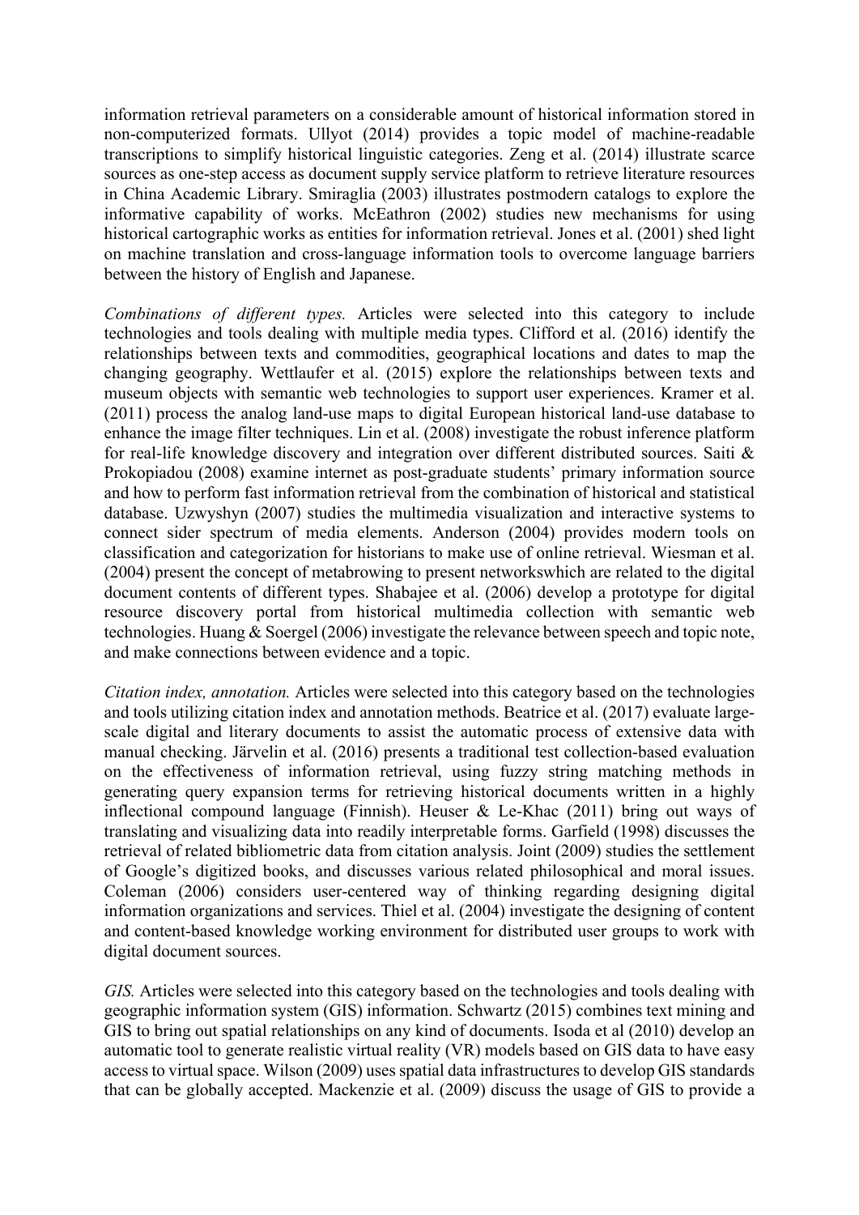information retrieval parameters on a considerable amount of historical information stored in non-computerized formats. Ullyot (2014) provides a topic model of machine-readable transcriptions to simplify historical linguistic categories. Zeng et al. (2014) illustrate scarce sources as one-step access as document supply service platform to retrieve literature resources in China Academic Library. Smiraglia (2003) illustrates postmodern catalogs to explore the informative capability of works. McEathron (2002) studies new mechanisms for using historical cartographic works as entities for information retrieval. Jones et al. (2001) shed light on machine translation and cross-language information tools to overcome language barriers between the history of English and Japanese.

*Combinations of different types.* Articles were selected into this category to include technologies and tools dealing with multiple media types. Clifford et al. (2016) identify the relationships between texts and commodities, geographical locations and dates to map the changing geography. Wettlaufer et al. (2015) explore the relationships between texts and museum objects with semantic web technologies to support user experiences. Kramer et al. (2011) process the analog land-use maps to digital European historical land-use database to enhance the image filter techniques. Lin et al. (2008) investigate the robust inference platform for real-life knowledge discovery and integration over different distributed sources. Saiti & Prokopiadou (2008) examine internet as post-graduate students' primary information source and how to perform fast information retrieval from the combination of historical and statistical database. Uzwyshyn (2007) studies the multimedia visualization and interactive systems to connect sider spectrum of media elements. Anderson (2004) provides modern tools on classification and categorization for historians to make use of online retrieval. Wiesman et al. (2004) present the concept of metabrowing to present networkswhich are related to the digital document contents of different types. Shabajee et al. (2006) develop a prototype for digital resource discovery portal from historical multimedia collection with semantic web technologies. Huang & Soergel (2006) investigate the relevance between speech and topic note, and make connections between evidence and a topic.

*Citation index, annotation.* Articles were selected into this category based on the technologies and tools utilizing citation index and annotation methods. Beatrice et al. (2017) evaluate large-scale digital and literary documents to assist the automatic process of extensive data with manual checking. Järvelin et al. (2016) presents a traditional test collection-based evaluation on the effectiveness of information retrieval, using fuzzy string matching methods in generating query expansion terms for retrieving historical documents written in a highly inflectional compound language (Finnish). Heuser & Le-Khac (2011) bring out ways of translating and visualizing data into readily interpretable forms. Garfield (1998) discusses the retrieval of related bibliometric data from citation analysis. Joint (2009) studies the settlement of Google's digitized books, and discusses various related philosophical and moral issues. Coleman (2006) considers user-centered way of thinking regarding designing digital information organizations and services. Thiel et al. (2004) investigate the designing of content and content-based knowledge working environment for distributed user groups to work with digital document sources.

*GIS.* Articles were selected into this category based on the technologies and tools dealing with geographic information system (GIS) information. Schwartz (2015) combines text mining and GIS to bring out spatial relationships on any kind of documents. Isoda et al (2010) develop an automatic tool to generate realistic virtual reality (VR) models based on GIS data to have easy access to virtual space. Wilson (2009) uses spatial data infrastructures to develop GIS standards that can be globally accepted. Mackenzie et al. (2009) discuss the usage of GIS to provide a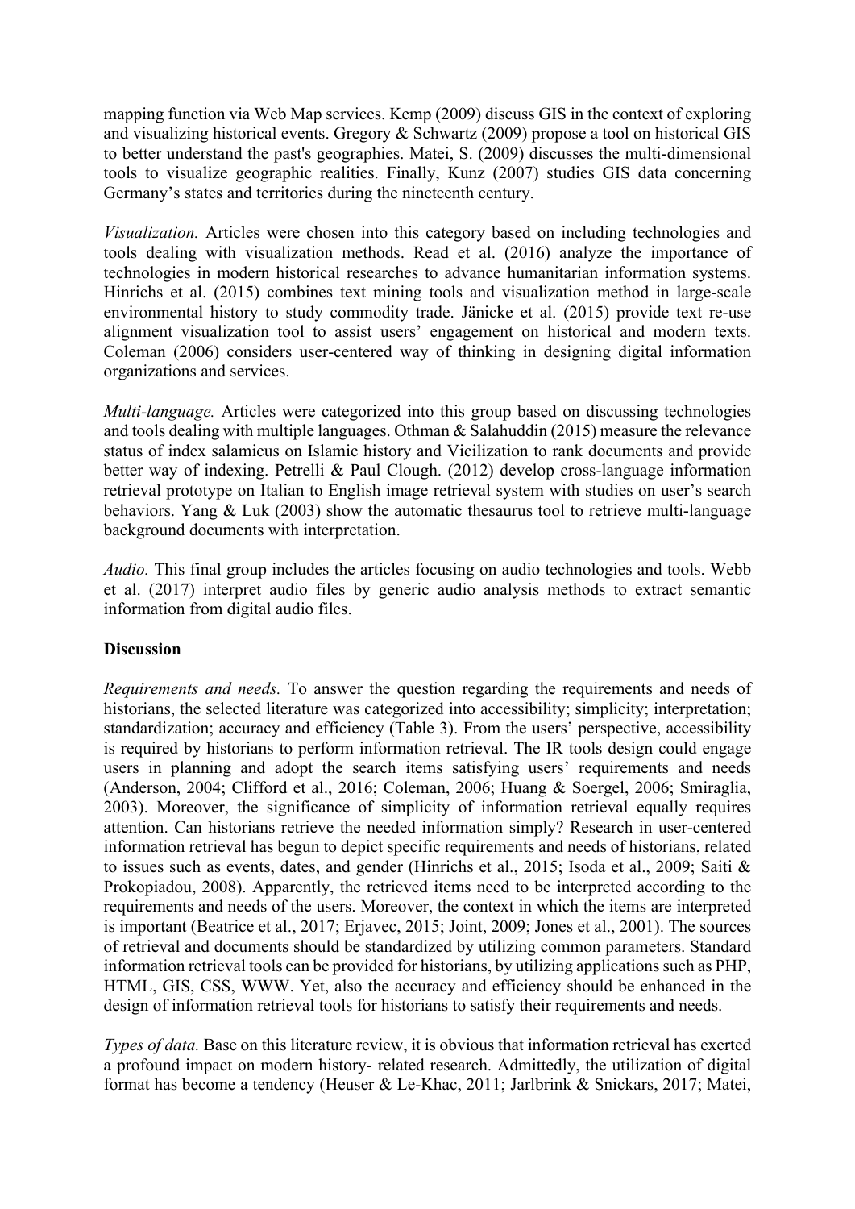mapping function via Web Map services. Kemp (2009) discuss GIS in the context of exploring and visualizing historical events. Gregory & Schwartz (2009) propose a tool on historical GIS to better understand the past's geographies. Matei, S. (2009) discusses the multi-dimensional tools to visualize geographic realities. Finally, Kunz (2007) studies GIS data concerning Germany's states and territories during the nineteenth century.

*Visualization.* Articles were chosen into this category based on including technologies and tools dealing with visualization methods. Read et al. (2016) analyze the importance of technologies in modern historical researches to advance humanitarian information systems. Hinrichs et al. (2015) combines text mining tools and visualization method in large-scale environmental history to study commodity trade. Jänicke et al. (2015) provide text re-use alignment visualization tool to assist users' engagement on historical and modern texts. Coleman (2006) considers user-centered way of thinking in designing digital information organizations and services.

*Multi-language.* Articles were categorized into this group based on discussing technologies and tools dealing with multiple languages. Othman & Salahuddin (2015) measure the relevance status of index salamicus on Islamic history and Vicilization to rank documents and provide better way of indexing. Petrelli & Paul Clough. (2012) develop cross-language information retrieval prototype on Italian to English image retrieval system with studies on user's search behaviors. Yang & Luk (2003) show the automatic thesaurus tool to retrieve multi-language background documents with interpretation.

*Audio.* This final group includes the articles focusing on audio technologies and tools. Webb et al. (2017) interpret audio files by generic audio analysis methods to extract semantic information from digital audio files.

**Discussion**

*Requirements and needs.* To answer the question regarding the requirements and needs of historians, the selected literature was categorized into accessibility; simplicity; interpretation; standardization; accuracy and efficiency (Table 3). From the users' perspective, accessibility is required by historians to perform information retrieval. The IR tools design could engage users in planning and adopt the search items satisfying users' requirements and needs (Anderson, 2004; Clifford et al., 2016; Coleman, 2006; Huang & Soergel, 2006; Smiraglia, 2003). Moreover, the significance of simplicity of information retrieval equally requires attention. Can historians retrieve the needed information simply? Research in user-centered information retrieval has begun to depict specific requirements and needs of historians, related to issues such as events, dates, and gender (Hinrichs et al., 2015; Isoda et al., 2009; Saiti & Prokopiadou, 2008). Apparently, the retrieved items need to be interpreted according to the requirements and needs of the users. Moreover, the context in which the items are interpreted is important (Beatrice et al., 2017; Erjavec, 2015; Joint, 2009; Jones et al., 2001). The sources of retrieval and documents should be standardized by utilizing common parameters. Standard information retrieval tools can be provided for historians, by utilizing applications such as PHP, HTML, GIS, CSS, WWW. Yet, also the accuracy and efficiency should be enhanced in the design of information retrieval tools for historians to satisfy their requirements and needs.

*Types of data.* Base on this literature review, it is obvious that information retrieval has exerted a profound impact on modern history- related research. Admittedly, the utilization of digital format has become a tendency (Heuser & Le-Khac, 2011; Jarlbrink & Snickars, 2017; Matei,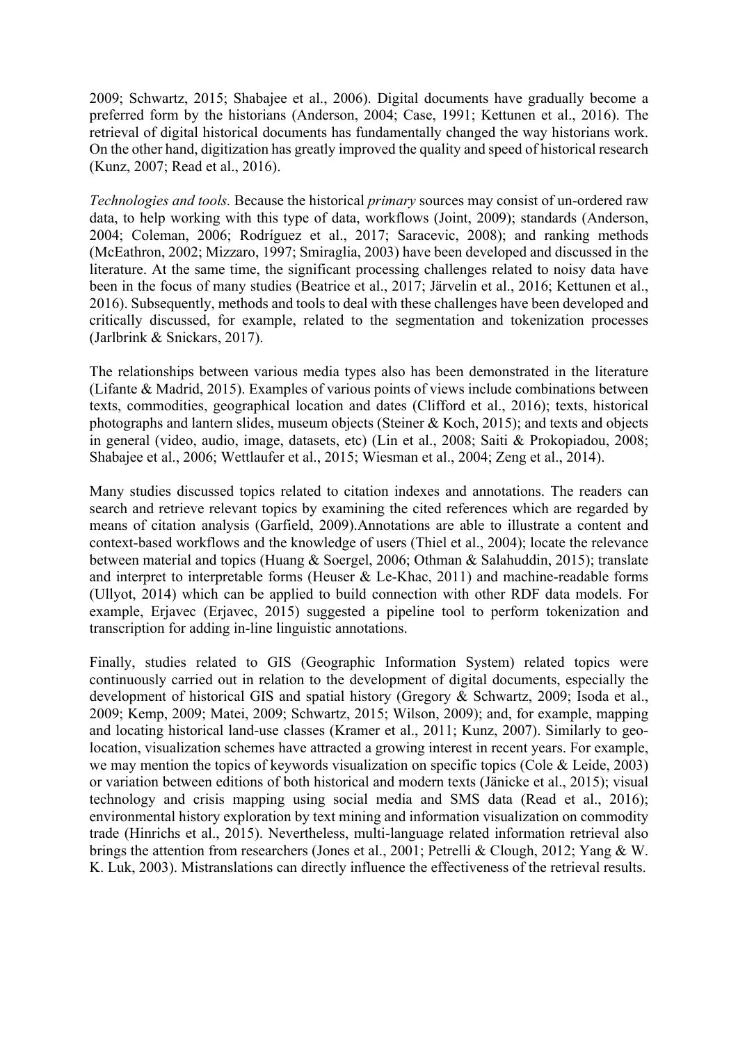2009; Schwartz, 2015; Shabajee et al., 2006). Digital documents have gradually become a preferred form by the historians (Anderson, 2004; Case, 1991; Kettunen et al., 2016). The retrieval of digital historical documents has fundamentally changed the way historians work. On the other hand, digitization has greatly improved the quality and speed of historical research (Kunz, 2007; Read et al., 2016).

*Technologies and tools.* Because the historical *primary* sources may consist of un-ordered raw data, to help working with this type of data, workflows (Joint, 2009); standards (Anderson, 2004; Coleman, 2006; Rodríguez et al., 2017; Saracevic, 2008); and ranking methods (McEathron, 2002; Mizzaro, 1997; Smiraglia, 2003) have been developed and discussed in the literature. At the same time, the significant processing challenges related to noisy data have been in the focus of many studies (Beatrice et al., 2017; Järvelin et al., 2016; Kettunen et al., 2016). Subsequently, methods and tools to deal with these challenges have been developed and critically discussed, for example, related to the segmentation and tokenization processes (Jarlbrink & Snickars, 2017).

The relationships between various media types also has been demonstrated in the literature (Lifante & Madrid, 2015). Examples of various points of views include combinations between texts, commodities, geographical location and dates (Clifford et al., 2016); texts, historical photographs and lantern slides, museum objects (Steiner & Koch, 2015); and texts and objects in general (video, audio, image, datasets, etc) (Lin et al., 2008; Saiti & Prokopiadou, 2008; Shabajee et al., 2006; Wettlaufer et al., 2015; Wiesman et al., 2004; Zeng et al., 2014).

Many studies discussed topics related to citation indexes and annotations. The readers can search and retrieve relevant topics by examining the cited references which are regarded by means of citation analysis (Garfield, 2009).Annotations are able to illustrate a content and context-based workflows and the knowledge of users (Thiel et al., 2004); locate the relevance between material and topics (Huang & Soergel, 2006; Othman & Salahuddin, 2015); translate and interpret to interpretable forms (Heuser & Le-Khac, 2011) and machine-readable forms (Ullyot, 2014) which can be applied to build connection with other RDF data models. For example, Erjavec (Erjavec, 2015) suggested a pipeline tool to perform tokenization and transcription for adding in-line linguistic annotations.

Finally, studies related to GIS (Geographic Information System) related topics were continuously carried out in relation to the development of digital documents, especially the development of historical GIS and spatial history (Gregory & Schwartz, 2009; Isoda et al., 2009; Kemp, 2009; Matei, 2009; Schwartz, 2015; Wilson, 2009); and, for example, mapping and locating historical land-use classes (Kramer et al., 2011; Kunz, 2007). Similarly to geo-location, visualization schemes have attracted a growing interest in recent years. For example, we may mention the topics of keywords visualization on specific topics (Cole & Leide, 2003) or variation between editions of both historical and modern texts (Jänicke et al., 2015); visual technology and crisis mapping using social media and SMS data (Read et al., 2016); environmental history exploration by text mining and information visualization on commodity trade (Hinrichs et al., 2015). Nevertheless, multi-language related information retrieval also brings the attention from researchers (Jones et al., 2001; Petrelli & Clough, 2012; Yang & W. K. Luk, 2003). Mistranslations can directly influence the effectiveness of the retrieval results.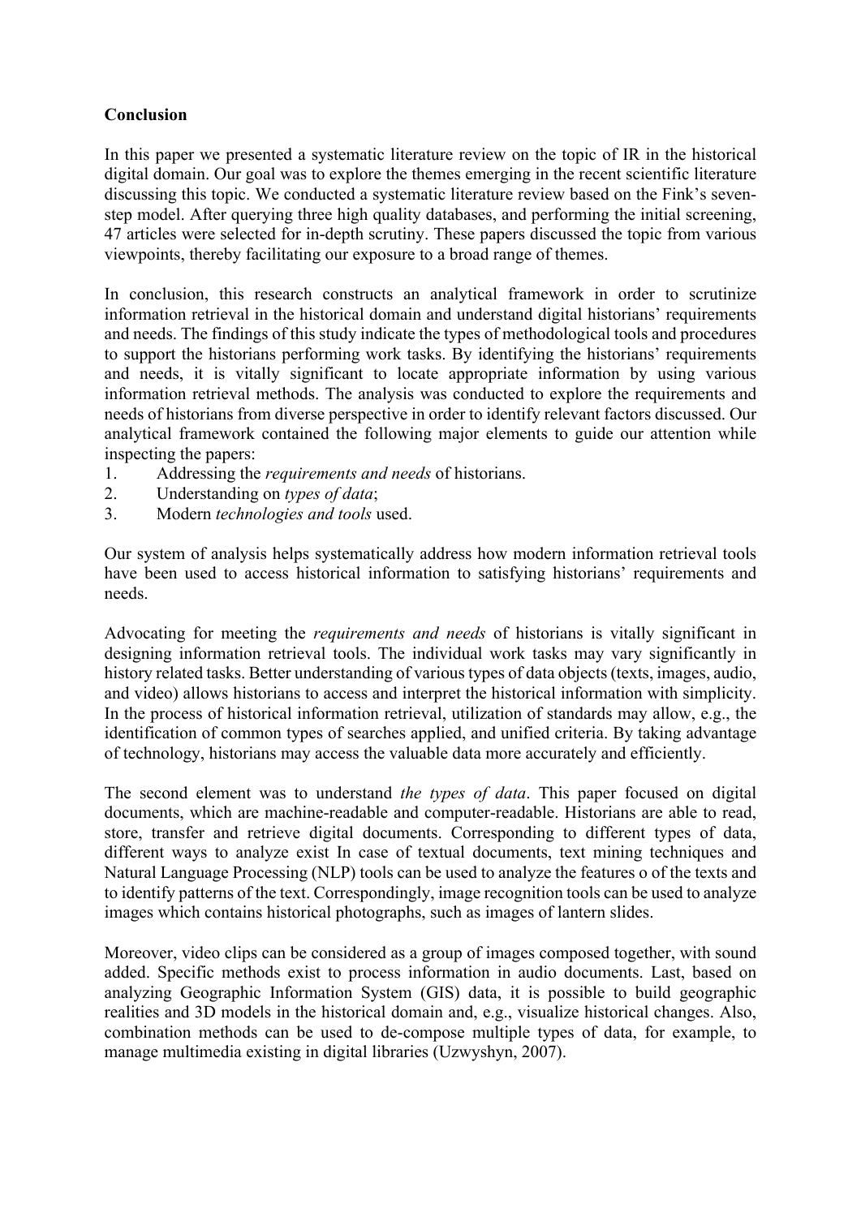**Conclusion**

In this paper we presented a systematic literature review on the topic of IR in the historical digital domain. Our goal was to explore the themes emerging in the recent scientific literature discussing this topic. We conducted a systematic literature review based on the Fink's seven-step model. After querying three high quality databases, and performing the initial screening, 47 articles were selected for in-depth scrutiny. These papers discussed the topic from various viewpoints, thereby facilitating our exposure to a broad range of themes.

In conclusion, this research constructs an analytical framework in order to scrutinize information retrieval in the historical domain and understand digital historians' requirements and needs. The findings of this study indicate the types of methodological tools and procedures to support the historians performing work tasks. By identifying the historians' requirements and needs, it is vitally significant to locate appropriate information by using various information retrieval methods. The analysis was conducted to explore the requirements and needs of historians from diverse perspective in order to identify relevant factors discussed. Our analytical framework contained the following major elements to guide our attention while inspecting the papers:

1. Addressing the *requirements and needs* of historians.
2. Understanding on *types of data*;
3. Modern *technologies and tools* used.

Our system of analysis helps systematically address how modern information retrieval tools have been used to access historical information to satisfying historians' requirements and needs.

Advocating for meeting the *requirements and needs* of historians is vitally significant in designing information retrieval tools. The individual work tasks may vary significantly in history related tasks. Better understanding of various types of data objects (texts, images, audio, and video) allows historians to access and interpret the historical information with simplicity. In the process of historical information retrieval, utilization of standards may allow, e.g., the identification of common types of searches applied, and unified criteria. By taking advantage of technology, historians may access the valuable data more accurately and efficiently.

The second element was to understand *the types of data*. This paper focused on digital documents, which are machine-readable and computer-readable. Historians are able to read, store, transfer and retrieve digital documents. Corresponding to different types of data, different ways to analyze exist In case of textual documents, text mining techniques and Natural Language Processing (NLP) tools can be used to analyze the features o of the texts and to identify patterns of the text. Correspondingly, image recognition tools can be used to analyze images which contains historical photographs, such as images of lantern slides.

Moreover, video clips can be considered as a group of images composed together, with sound added. Specific methods exist to process information in audio documents. Last, based on analyzing Geographic Information System (GIS) data, it is possible to build geographic realities and 3D models in the historical domain and, e.g., visualize historical changes. Also, combination methods can be used to de-compose multiple types of data, for example, to manage multimedia existing in digital libraries (Uzwyshyn, 2007).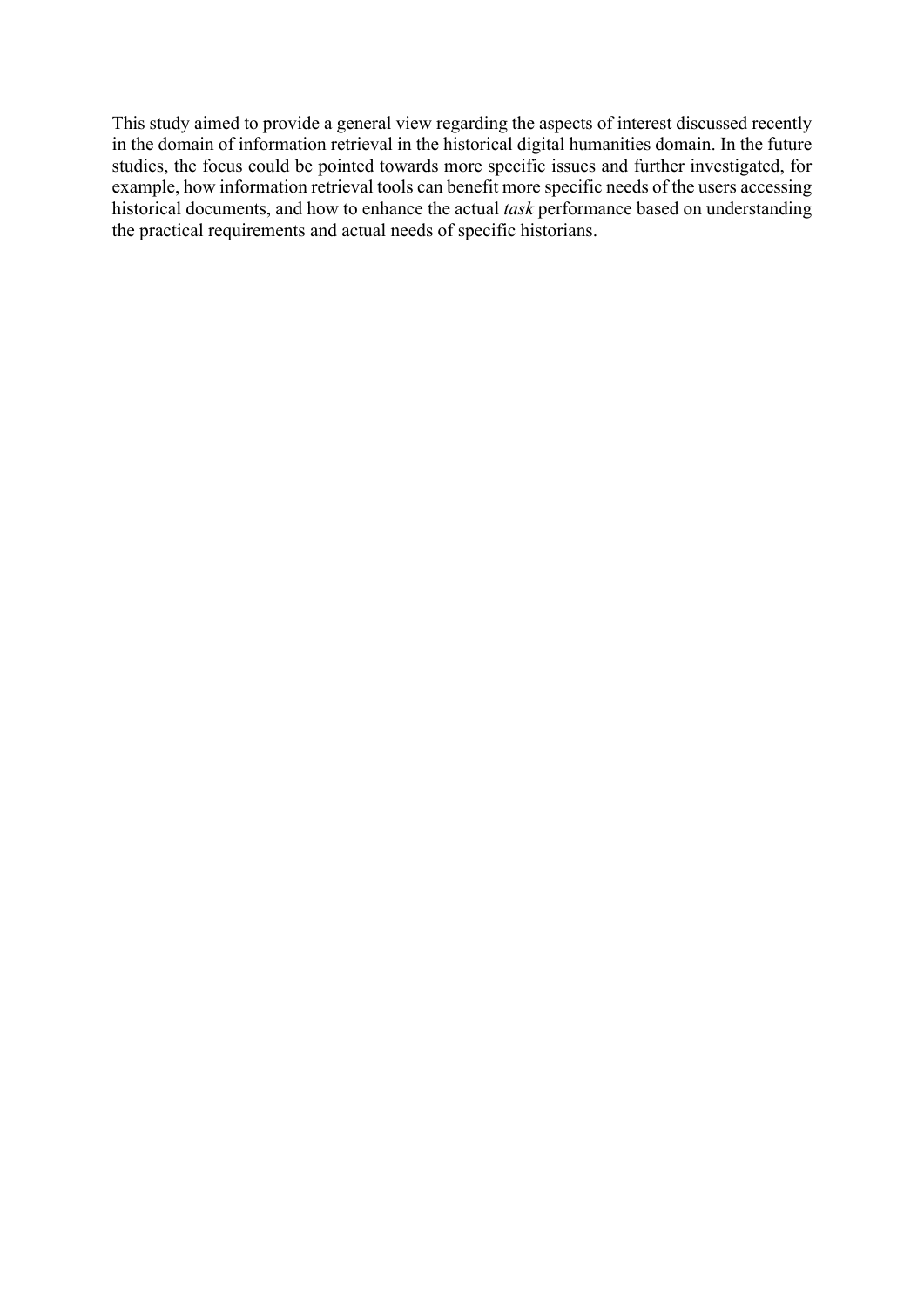This study aimed to provide a general view regarding the aspects of interest discussed recently in the domain of information retrieval in the historical digital humanities domain. In the future studies, the focus could be pointed towards more specific issues and further investigated, for example, how information retrieval tools can benefit more specific needs of the users accessing historical documents, and how to enhance the actual *task* performance based on understanding the practical requirements and actual needs of specific historians.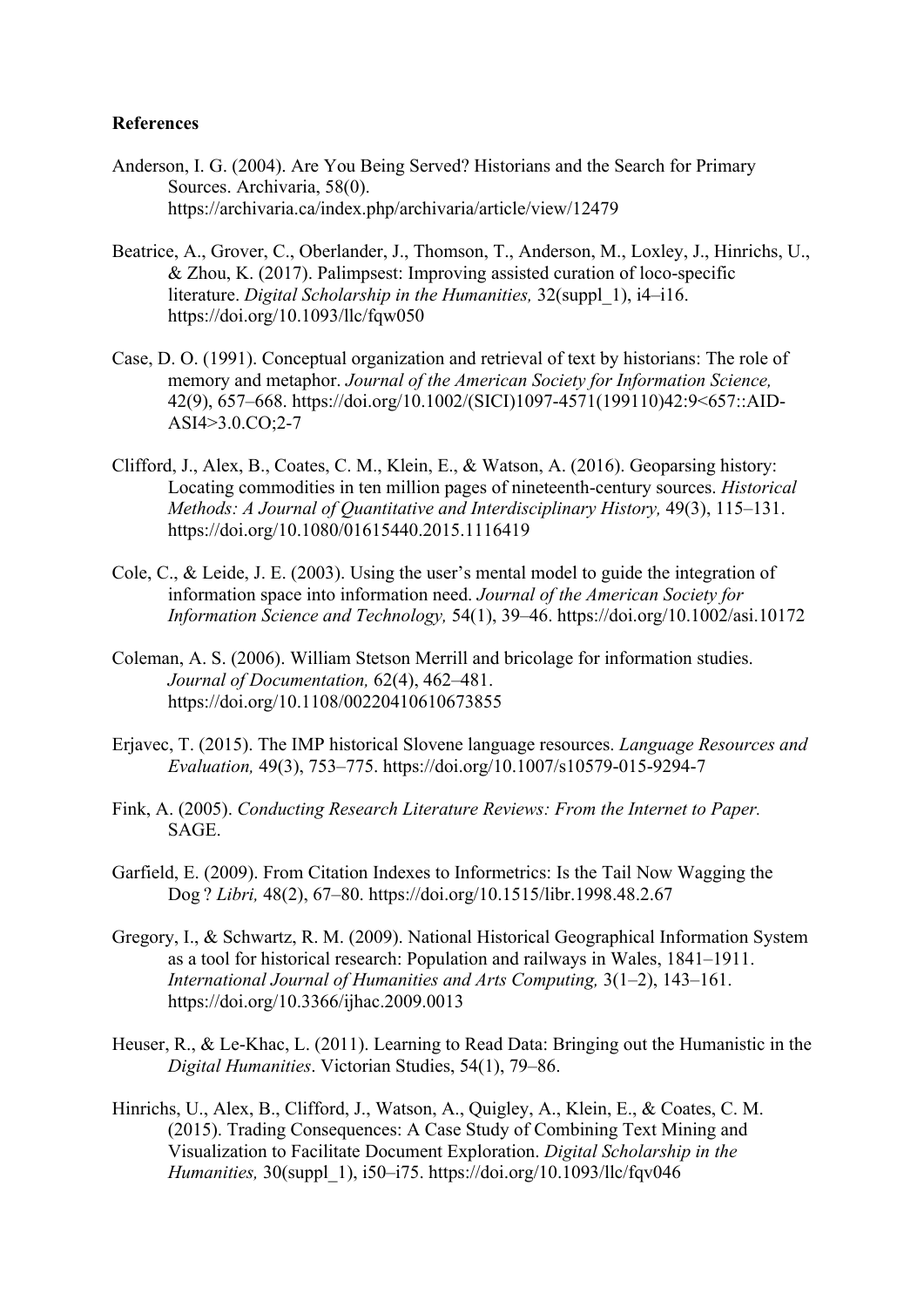**References**

Anderson, I. G. (2004). Are You Being Served? Historians and the Search for Primary Sources. Archivaria, 58(0). https://archivaria.ca/index.php/archivaria/article/view/12479

Beatrice, A., Grover, C., Oberlander, J., Thomson, T., Anderson, M., Loxley, J., Hinrichs, U., & Zhou, K. (2017). Palimpsest: Improving assisted curation of loco-specific literature. *Digital Scholarship in the Humanities,* 32(suppl_1), i4–i16. https://doi.org/10.1093/llc/fqw050

Case, D. O. (1991). Conceptual organization and retrieval of text by historians: The role of memory and metaphor. *Journal of the American Society for Information Science,* 42(9), 657–668. https://doi.org/10.1002/(SICI)1097-4571(199110)42:9<657::AID-ASI4>3.0.CO;2-7

Clifford, J., Alex, B., Coates, C. M., Klein, E., & Watson, A. (2016). Geoparsing history: Locating commodities in ten million pages of nineteenth-century sources. *Historical Methods: A Journal of Quantitative and Interdisciplinary History,* 49(3), 115–131. https://doi.org/10.1080/01615440.2015.1116419

Cole, C., & Leide, J. E. (2003). Using the user's mental model to guide the integration of information space into information need. *Journal of the American Society for Information Science and Technology,* 54(1), 39–46. https://doi.org/10.1002/asi.10172

Coleman, A. S. (2006). William Stetson Merrill and bricolage for information studies. *Journal of Documentation,* 62(4), 462–481. https://doi.org/10.1108/00220410610673855

Erjavec, T. (2015). The IMP historical Slovene language resources. *Language Resources and Evaluation,* 49(3), 753–775. https://doi.org/10.1007/s10579-015-9294-7

Fink, A. (2005). *Conducting Research Literature Reviews: From the Internet to Paper.* SAGE.

Garfield, E. (2009). From Citation Indexes to Informetrics: Is the Tail Now Wagging the Dog ? *Libri,* 48(2), 67–80. https://doi.org/10.1515/libr.1998.48.2.67

Gregory, I., & Schwartz, R. M. (2009). National Historical Geographical Information System as a tool for historical research: Population and railways in Wales, 1841–1911. *International Journal of Humanities and Arts Computing,* 3(1–2), 143–161. https://doi.org/10.3366/ijhac.2009.0013

Heuser, R., & Le-Khac, L. (2011). Learning to Read Data: Bringing out the Humanistic in the *Digital Humanities*. Victorian Studies, 54(1), 79–86.

Hinrichs, U., Alex, B., Clifford, J., Watson, A., Quigley, A., Klein, E., & Coates, C. M. (2015). Trading Consequences: A Case Study of Combining Text Mining and Visualization to Facilitate Document Exploration. *Digital Scholarship in the Humanities,* 30(suppl_1), i50–i75. https://doi.org/10.1093/llc/fqv046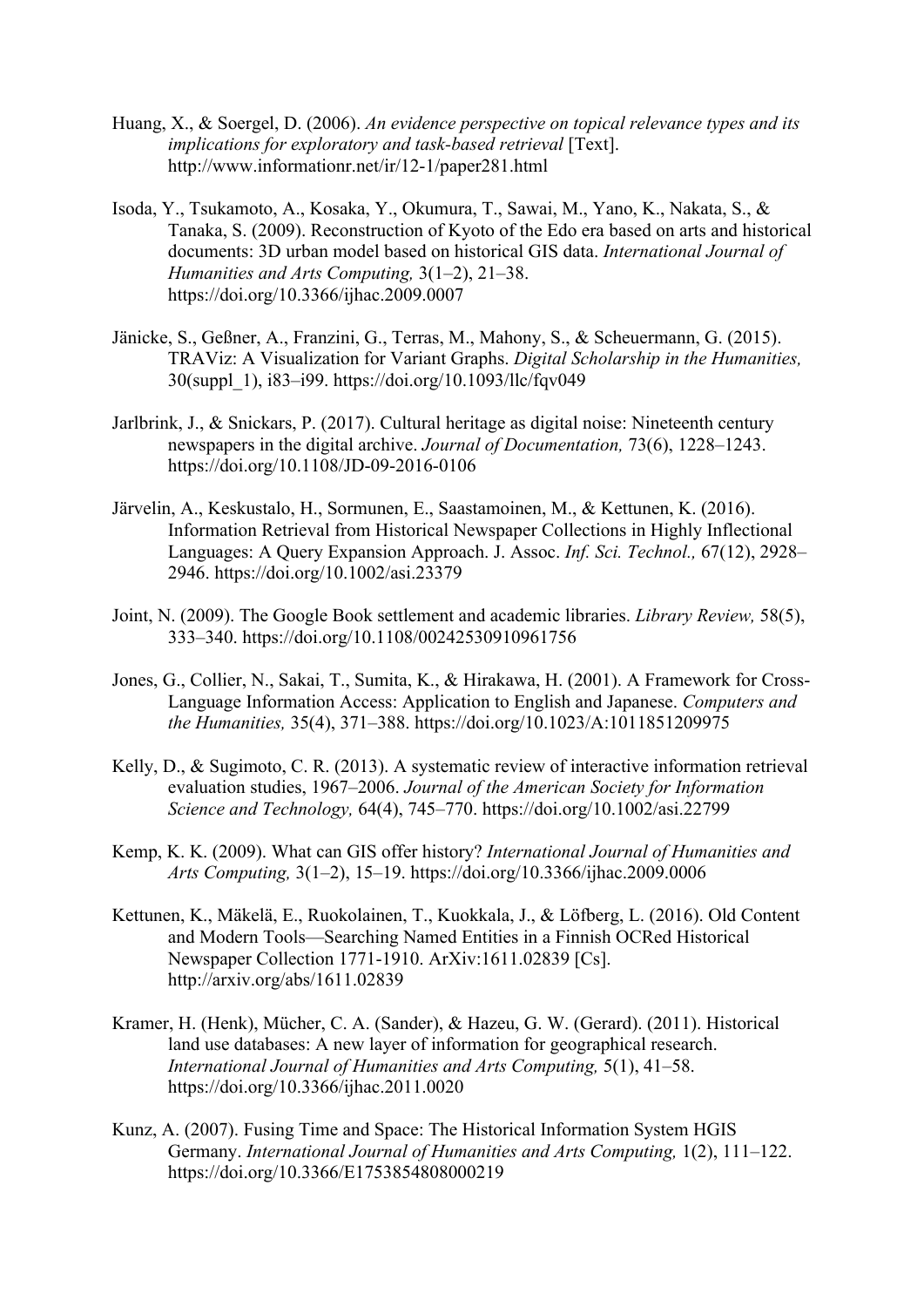Huang, X., & Soergel, D. (2006). *An evidence perspective on topical relevance types and its implications for exploratory and task-based retrieval* [Text]. http://www.informationr.net/ir/12-1/paper281.html

Isoda, Y., Tsukamoto, A., Kosaka, Y., Okumura, T., Sawai, M., Yano, K., Nakata, S., & Tanaka, S. (2009). Reconstruction of Kyoto of the Edo era based on arts and historical documents: 3D urban model based on historical GIS data. *International Journal of Humanities and Arts Computing,* 3(1–2), 21–38. https://doi.org/10.3366/ijhac.2009.0007

Jänicke, S., Geßner, A., Franzini, G., Terras, M., Mahony, S., & Scheuermann, G. (2015). TRAViz: A Visualization for Variant Graphs. *Digital Scholarship in the Humanities,* 30(suppl_1), i83–i99. https://doi.org/10.1093/llc/fqv049

Jarlbrink, J., & Snickars, P. (2017). Cultural heritage as digital noise: Nineteenth century newspapers in the digital archive. *Journal of Documentation,* 73(6), 1228–1243. https://doi.org/10.1108/JD-09-2016-0106

Järvelin, A., Keskustalo, H., Sormunen, E., Saastamoinen, M., & Kettunen, K. (2016). Information Retrieval from Historical Newspaper Collections in Highly Inflectional Languages: A Query Expansion Approach. J. Assoc. *Inf. Sci. Technol.,* 67(12), 2928–2946. https://doi.org/10.1002/asi.23379

Joint, N. (2009). The Google Book settlement and academic libraries. *Library Review,* 58(5), 333–340. https://doi.org/10.1108/00242530910961756

Jones, G., Collier, N., Sakai, T., Sumita, K., & Hirakawa, H. (2001). A Framework for Cross-Language Information Access: Application to English and Japanese. *Computers and the Humanities,* 35(4), 371–388. https://doi.org/10.1023/A:1011851209975

Kelly, D., & Sugimoto, C. R. (2013). A systematic review of interactive information retrieval evaluation studies, 1967–2006. *Journal of the American Society for Information Science and Technology,* 64(4), 745–770. https://doi.org/10.1002/asi.22799

Kemp, K. K. (2009). What can GIS offer history? *International Journal of Humanities and Arts Computing,* 3(1–2), 15–19. https://doi.org/10.3366/ijhac.2009.0006

Kettunen, K., Mäkelä, E., Ruokolainen, T., Kuokkala, J., & Löfberg, L. (2016). Old Content and Modern Tools—Searching Named Entities in a Finnish OCRed Historical Newspaper Collection 1771-1910. ArXiv:1611.02839 [Cs]. http://arxiv.org/abs/1611.02839

Kramer, H. (Henk), Mücher, C. A. (Sander), & Hazeu, G. W. (Gerard). (2011). Historical land use databases: A new layer of information for geographical research. *International Journal of Humanities and Arts Computing,* 5(1), 41–58. https://doi.org/10.3366/ijhac.2011.0020

Kunz, A. (2007). Fusing Time and Space: The Historical Information System HGIS Germany. *International Journal of Humanities and Arts Computing,* 1(2), 111–122. https://doi.org/10.3366/E1753854808000219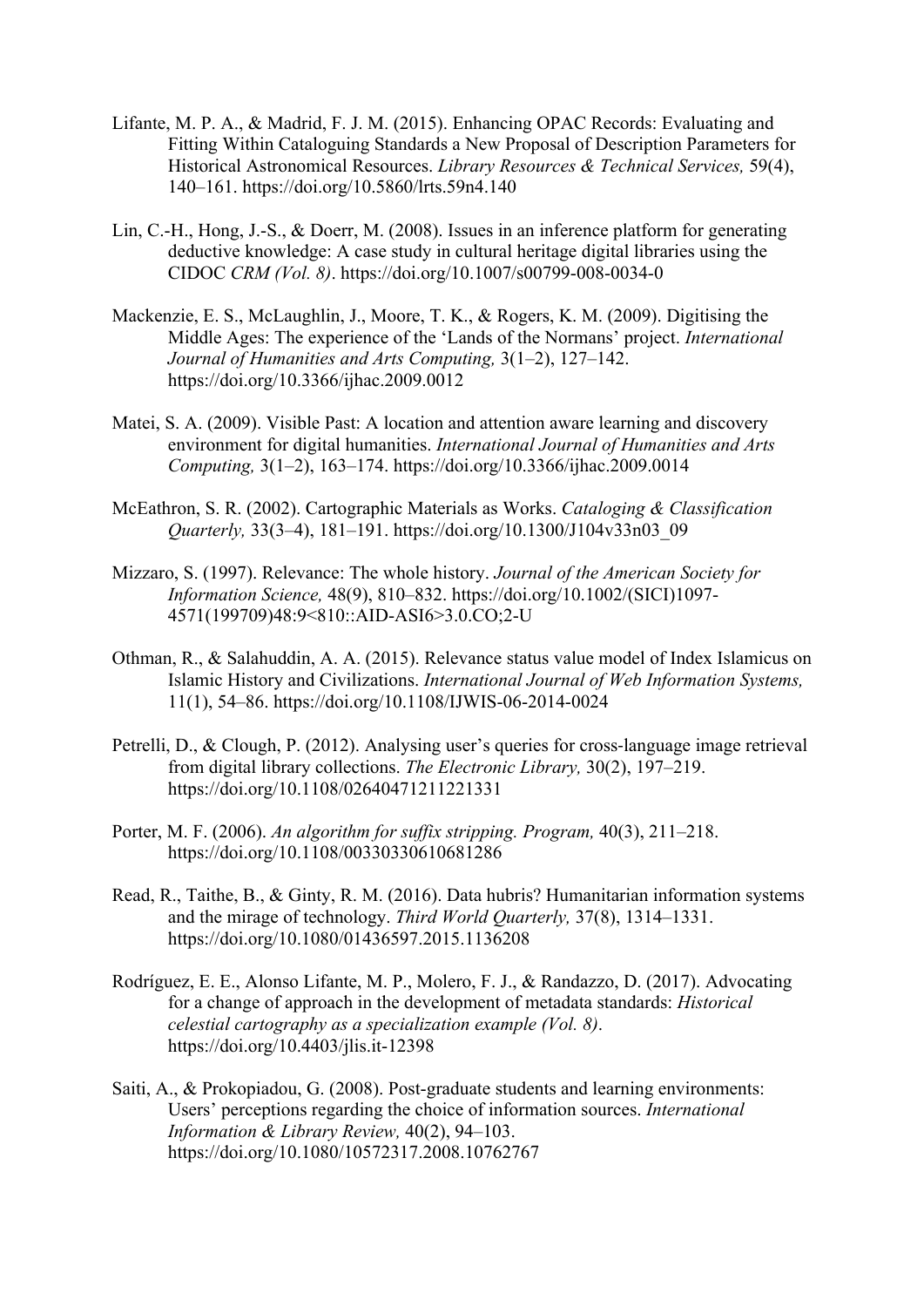Lifante, M. P. A., & Madrid, F. J. M. (2015). Enhancing OPAC Records: Evaluating and Fitting Within Cataloguing Standards a New Proposal of Description Parameters for Historical Astronomical Resources. *Library Resources & Technical Services,* 59(4), 140–161. https://doi.org/10.5860/lrts.59n4.140

Lin, C.-H., Hong, J.-S., & Doerr, M. (2008). Issues in an inference platform for generating deductive knowledge: A case study in cultural heritage digital libraries using the CIDOC *CRM (Vol. 8)*. https://doi.org/10.1007/s00799-008-0034-0

Mackenzie, E. S., McLaughlin, J., Moore, T. K., & Rogers, K. M. (2009). Digitising the Middle Ages: The experience of the 'Lands of the Normans' project. *International Journal of Humanities and Arts Computing,* 3(1–2), 127–142. https://doi.org/10.3366/ijhac.2009.0012

Matei, S. A. (2009). Visible Past: A location and attention aware learning and discovery environment for digital humanities. *International Journal of Humanities and Arts Computing,* 3(1–2), 163–174. https://doi.org/10.3366/ijhac.2009.0014

McEathron, S. R. (2002). Cartographic Materials as Works. *Cataloging & Classification Quarterly,* 33(3–4), 181–191. https://doi.org/10.1300/J104v33n03_09

Mizzaro, S. (1997). Relevance: The whole history. *Journal of the American Society for Information Science,* 48(9), 810–832. https://doi.org/10.1002/(SICI)1097-4571(199709)48:9<810::AID-ASI6>3.0.CO;2-U

Othman, R., & Salahuddin, A. A. (2015). Relevance status value model of Index Islamicus on Islamic History and Civilizations. *International Journal of Web Information Systems,* 11(1), 54–86. https://doi.org/10.1108/IJWIS-06-2014-0024

Petrelli, D., & Clough, P. (2012). Analysing user's queries for cross-language image retrieval from digital library collections. *The Electronic Library,* 30(2), 197–219. https://doi.org/10.1108/02640471211221331

Porter, M. F. (2006). *An algorithm for suffix stripping. Program,* 40(3), 211–218. https://doi.org/10.1108/00330330610681286

Read, R., Taithe, B., & Ginty, R. M. (2016). Data hubris? Humanitarian information systems and the mirage of technology. *Third World Quarterly,* 37(8), 1314–1331. https://doi.org/10.1080/01436597.2015.1136208

Rodríguez, E. E., Alonso Lifante, M. P., Molero, F. J., & Randazzo, D. (2017). Advocating for a change of approach in the development of metadata standards: *Historical celestial cartography as a specialization example (Vol. 8)*. https://doi.org/10.4403/jlis.it-12398

Saiti, A., & Prokopiadou, G. (2008). Post-graduate students and learning environments: Users' perceptions regarding the choice of information sources. *International Information & Library Review,* 40(2), 94–103. https://doi.org/10.1080/10572317.2008.10762767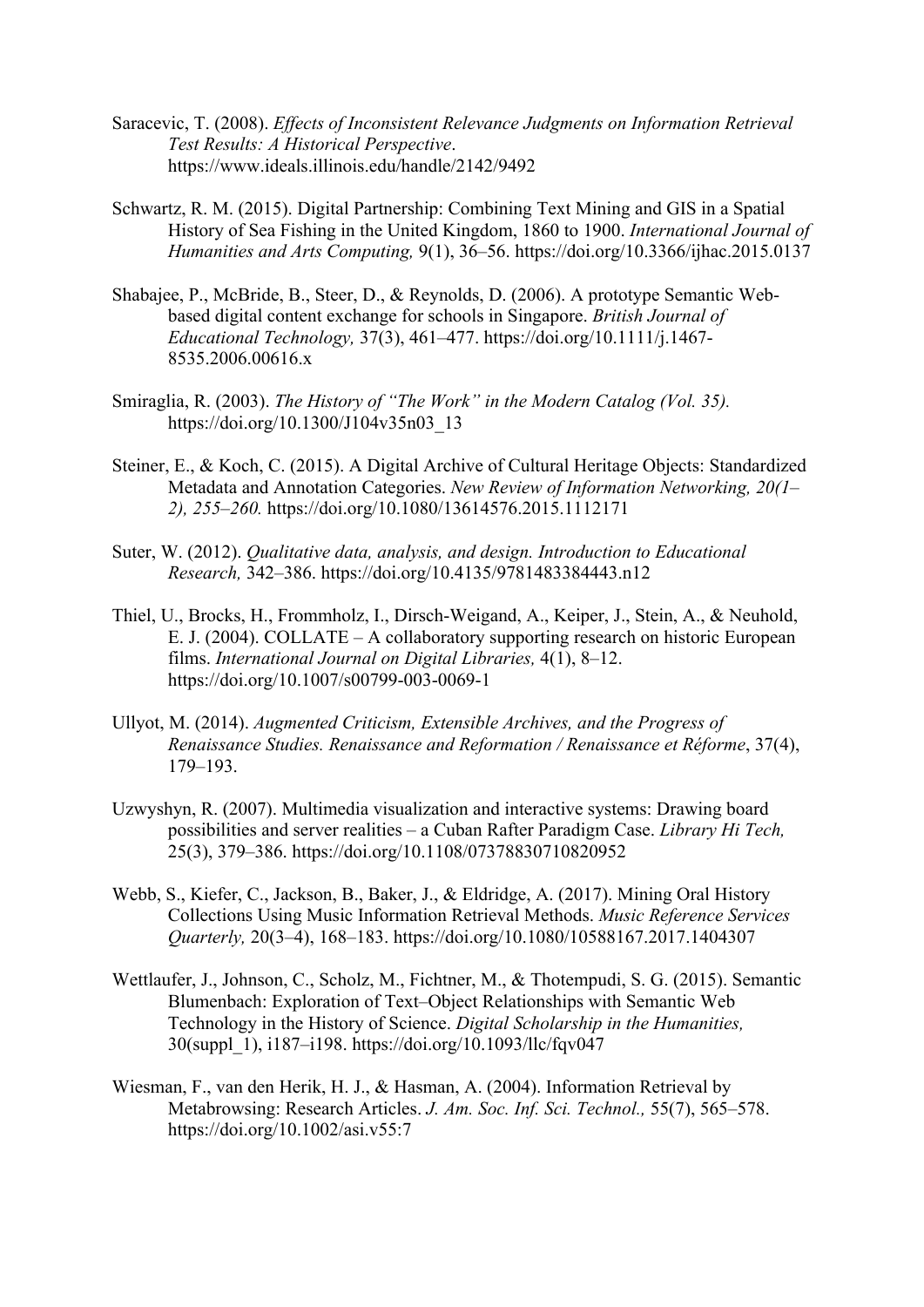Saracevic, T. (2008). *Effects of Inconsistent Relevance Judgments on Information Retrieval Test Results: A Historical Perspective*. https://www.ideals.illinois.edu/handle/2142/9492

Schwartz, R. M. (2015). Digital Partnership: Combining Text Mining and GIS in a Spatial History of Sea Fishing in the United Kingdom, 1860 to 1900. *International Journal of Humanities and Arts Computing,* 9(1), 36–56. https://doi.org/10.3366/ijhac.2015.0137

Shabajee, P., McBride, B., Steer, D., & Reynolds, D. (2006). A prototype Semantic Web-based digital content exchange for schools in Singapore. *British Journal of Educational Technology,* 37(3), 461–477. https://doi.org/10.1111/j.1467-8535.2006.00616.x

Smiraglia, R. (2003). *The History of "The Work" in the Modern Catalog (Vol. 35).* https://doi.org/10.1300/J104v35n03_13

Steiner, E., & Koch, C. (2015). A Digital Archive of Cultural Heritage Objects: Standardized Metadata and Annotation Categories. *New Review of Information Networking, 20(1–2), 255–260.* https://doi.org/10.1080/13614576.2015.1112171

Suter, W. (2012). *Qualitative data, analysis, and design. Introduction to Educational Research,* 342–386. https://doi.org/10.4135/9781483384443.n12

Thiel, U., Brocks, H., Frommholz, I., Dirsch-Weigand, A., Keiper, J., Stein, A., & Neuhold, E. J. (2004). COLLATE – A collaboratory supporting research on historic European films. *International Journal on Digital Libraries,* 4(1), 8–12. https://doi.org/10.1007/s00799-003-0069-1

Ullyot, M. (2014). *Augmented Criticism, Extensible Archives, and the Progress of Renaissance Studies. Renaissance and Reformation / Renaissance et Réforme*, 37(4), 179–193.

Uzwyshyn, R. (2007). Multimedia visualization and interactive systems: Drawing board possibilities and server realities – a Cuban Rafter Paradigm Case. *Library Hi Tech,* 25(3), 379–386. https://doi.org/10.1108/07378830710820952

Webb, S., Kiefer, C., Jackson, B., Baker, J., & Eldridge, A. (2017). Mining Oral History Collections Using Music Information Retrieval Methods. *Music Reference Services Quarterly,* 20(3–4), 168–183. https://doi.org/10.1080/10588167.2017.1404307

Wettlaufer, J., Johnson, C., Scholz, M., Fichtner, M., & Thotempudi, S. G. (2015). Semantic Blumenbach: Exploration of Text–Object Relationships with Semantic Web Technology in the History of Science. *Digital Scholarship in the Humanities,* 30(suppl_1), i187–i198. https://doi.org/10.1093/llc/fqv047

Wiesman, F., van den Herik, H. J., & Hasman, A. (2004). Information Retrieval by Metabrowsing: Research Articles. *J. Am. Soc. Inf. Sci. Technol.,* 55(7), 565–578. https://doi.org/10.1002/asi.v55:7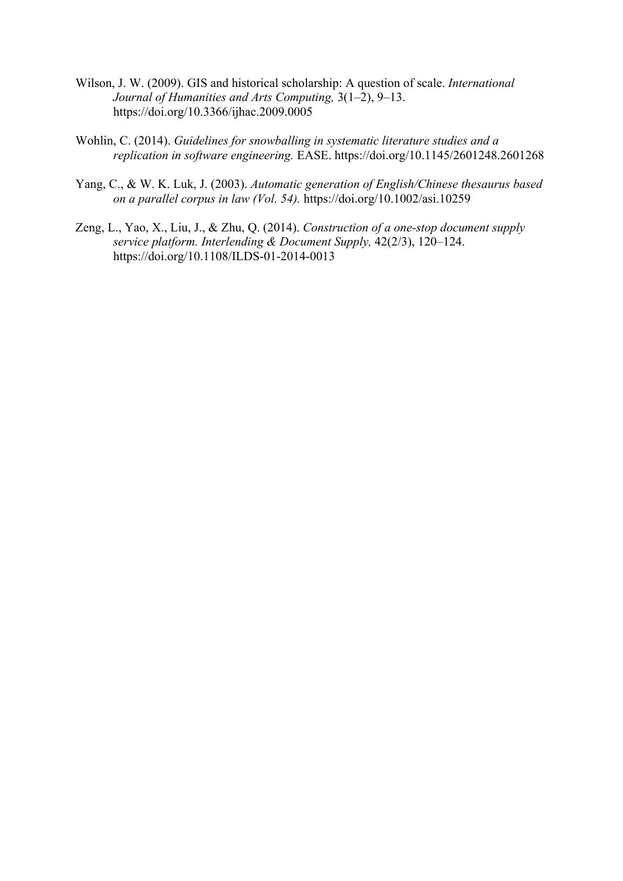Wilson, J. W. (2009). GIS and historical scholarship: A question of scale. *International Journal of Humanities and Arts Computing,* 3(1–2), 9–13. https://doi.org/10.3366/ijhac.2009.0005

Wohlin, C. (2014). *Guidelines for snowballing in systematic literature studies and a replication in software engineering.* EASE. https://doi.org/10.1145/2601248.2601268

Yang, C., & W. K. Luk, J. (2003). *Automatic generation of English/Chinese thesaurus based on a parallel corpus in law (Vol. 54).* https://doi.org/10.1002/asi.10259

Zeng, L., Yao, X., Liu, J., & Zhu, Q. (2014). *Construction of a one-stop document supply service platform. Interlending & Document Supply,* 42(2/3), 120–124. https://doi.org/10.1108/ILDS-01-2014-0013